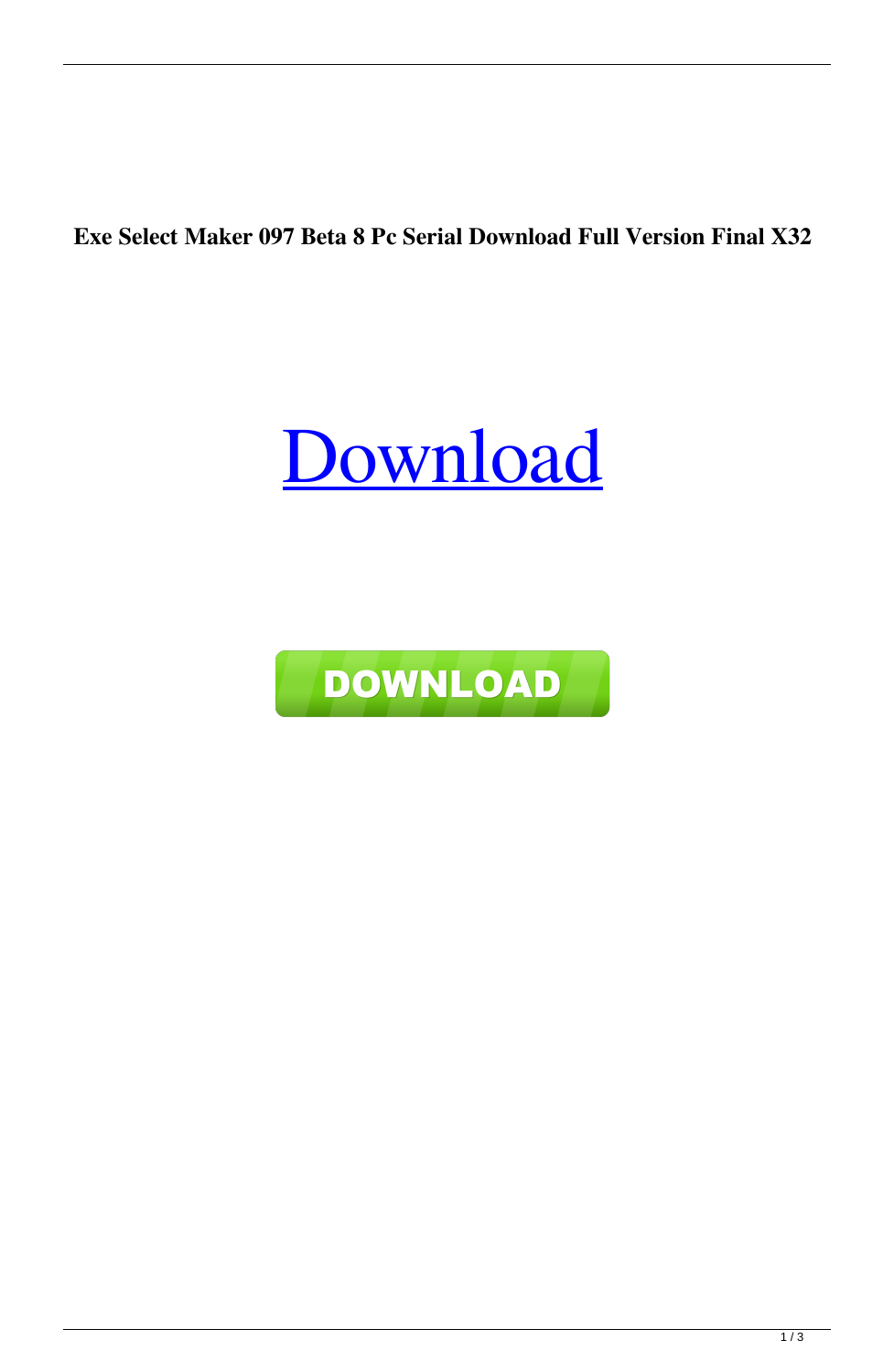**Exe Select Maker 097 Beta 8 Pc Serial Download Full Version Final X32**

[Download]

DOWNLOAD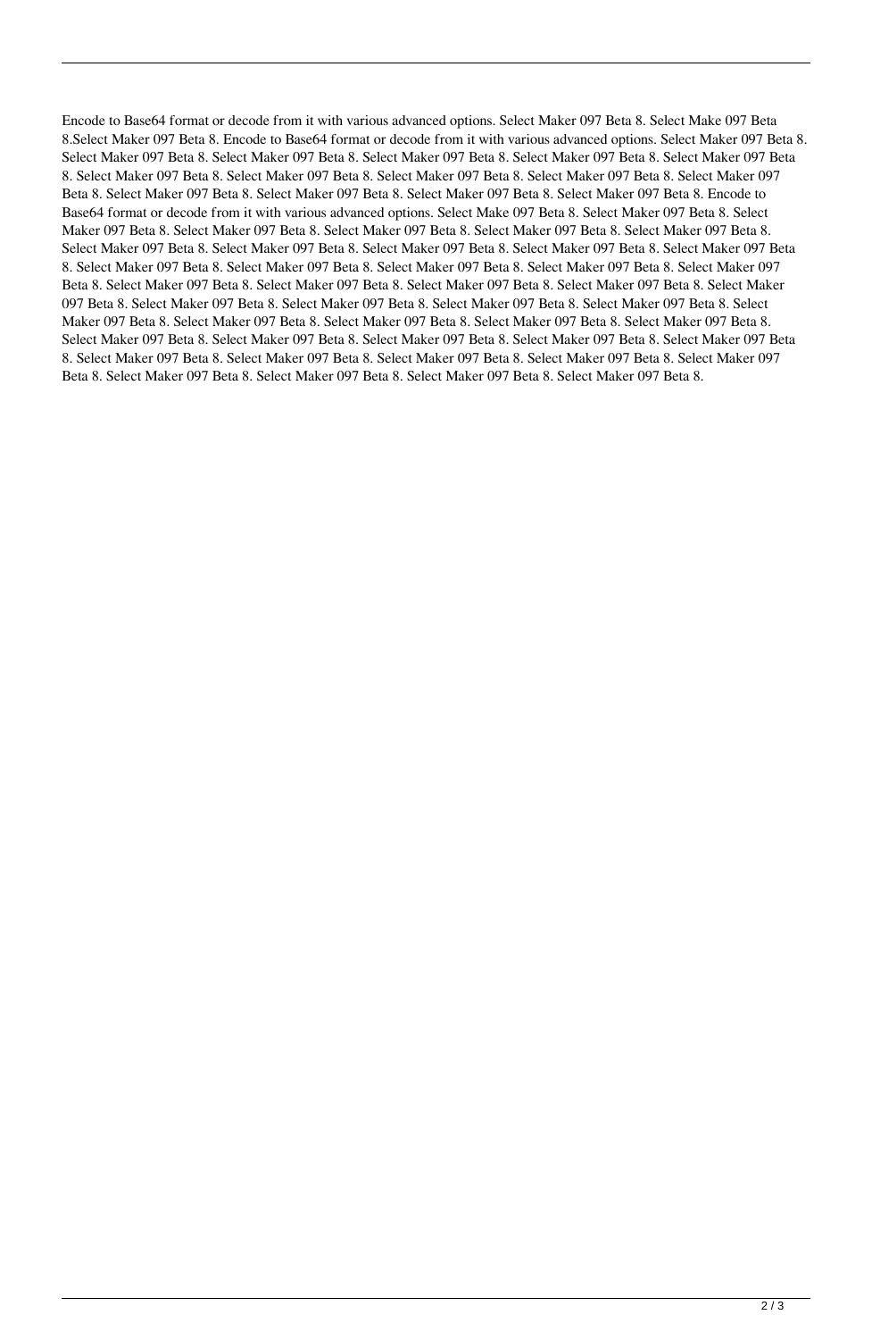Encode to Base64 format or decode from it with various advanced options. Select Maker 097 Beta 8. Select Make 097 Beta 8.Select Maker 097 Beta 8. Encode to Base64 format or decode from it with various advanced options. Select Maker 097 Beta 8. Select Maker 097 Beta 8. Select Maker 097 Beta 8. Select Maker 097 Beta 8. Select Maker 097 Beta 8. Select Maker 097 Beta 8. Select Maker 097 Beta 8. Select Maker 097 Beta 8. Select Maker 097 Beta 8. Select Maker 097 Beta 8. Select Maker 097 Beta 8. Select Maker 097 Beta 8. Select Maker 097 Beta 8. Select Maker 097 Beta 8. Select Maker 097 Beta 8. Encode to Base64 format or decode from it with various advanced options. Select Make 097 Beta 8. Select Maker 097 Beta 8. Select Maker 097 Beta 8. Select Maker 097 Beta 8. Select Maker 097 Beta 8. Select Maker 097 Beta 8. Select Maker 097 Beta 8. Select Maker 097 Beta 8. Select Maker 097 Beta 8. Select Maker 097 Beta 8. Select Maker 097 Beta 8. Select Maker 097 Beta 8. Select Maker 097 Beta 8. Select Maker 097 Beta 8. Select Maker 097 Beta 8. Select Maker 097 Beta 8. Select Maker 097 Beta 8. Select Maker 097 Beta 8. Select Maker 097 Beta 8. Select Maker 097 Beta 8. Select Maker 097 Beta 8. Select Maker 097 Beta 8. Select Maker 097 Beta 8. Select Maker 097 Beta 8. Select Maker 097 Beta 8. Select Maker 097 Beta 8. Select Maker 097 Beta 8. Select Maker 097 Beta 8. Select Maker 097 Beta 8. Select Maker 097 Beta 8. Select Maker 097 Beta 8. Select Maker 097 Beta 8. Select Maker 097 Beta 8. Select Maker 097 Beta 8. Select Maker 097 Beta 8. Select Maker 097 Beta 8. Select Maker 097 Beta 8. Select Maker 097 Beta 8. Select Maker 097 Beta 8. Select Maker 097 Beta 8. Select Maker 097 Beta 8. Select Maker 097 Beta 8. Select Maker 097 Beta 8. Select Maker 097 Beta 8. Select Maker 097 Beta 8. Select Maker 097 Beta 8. Select Maker 097 Beta 8.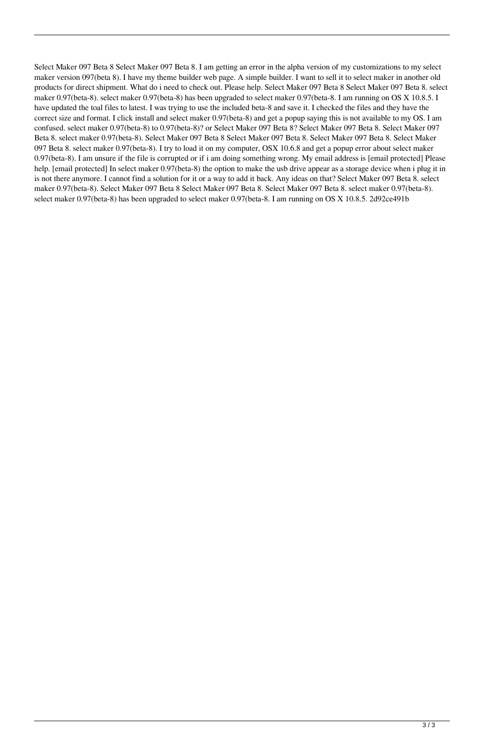Select Maker 097 Beta 8 Select Maker 097 Beta 8. I am getting an error in the alpha version of my customizations to my select maker version 097(beta 8). I have my theme builder web page. A simple builder. I want to sell it to select maker in another old products for direct shipment. What do i need to check out. Please help. Select Maker 097 Beta 8 Select Maker 097 Beta 8. select maker 0.97(beta-8). select maker 0.97(beta-8) has been upgraded to select maker 0.97(beta-8. I am running on OS X 10.8.5. I have updated the toal files to latest. I was trying to use the included beta-8 and save it. I checked the files and they have the correct size and format. I click install and select maker 0.97(beta-8) and get a popup saying this is not available to my OS. I am confused. select maker 0.97(beta-8) to 0.97(beta-8)? or Select Maker 097 Beta 8? Select Maker 097 Beta 8. Select Maker 097 Beta 8. select maker 0.97(beta-8). Select Maker 097 Beta 8 Select Maker 097 Beta 8. Select Maker 097 Beta 8. Select Maker 097 Beta 8. select maker 0.97(beta-8). I try to load it on my computer, OSX 10.6.8 and get a popup error about select maker 0.97(beta-8). I am unsure if the file is corrupted or if i am doing something wrong. My email address is [email protected] Please help. [email protected] In select maker 0.97(beta-8) the option to make the usb drive appear as a storage device when i plug it in is not there anymore. I cannot find a solution for it or a way to add it back. Any ideas on that? Select Maker 097 Beta 8. select maker 0.97(beta-8). Select Maker 097 Beta 8 Select Maker 097 Beta 8. Select Maker 097 Beta 8. select maker 0.97(beta-8). select maker 0.97(beta-8) has been upgraded to select maker 0.97(beta-8. I am running on OS X 10.8.5. 2d92ce491b